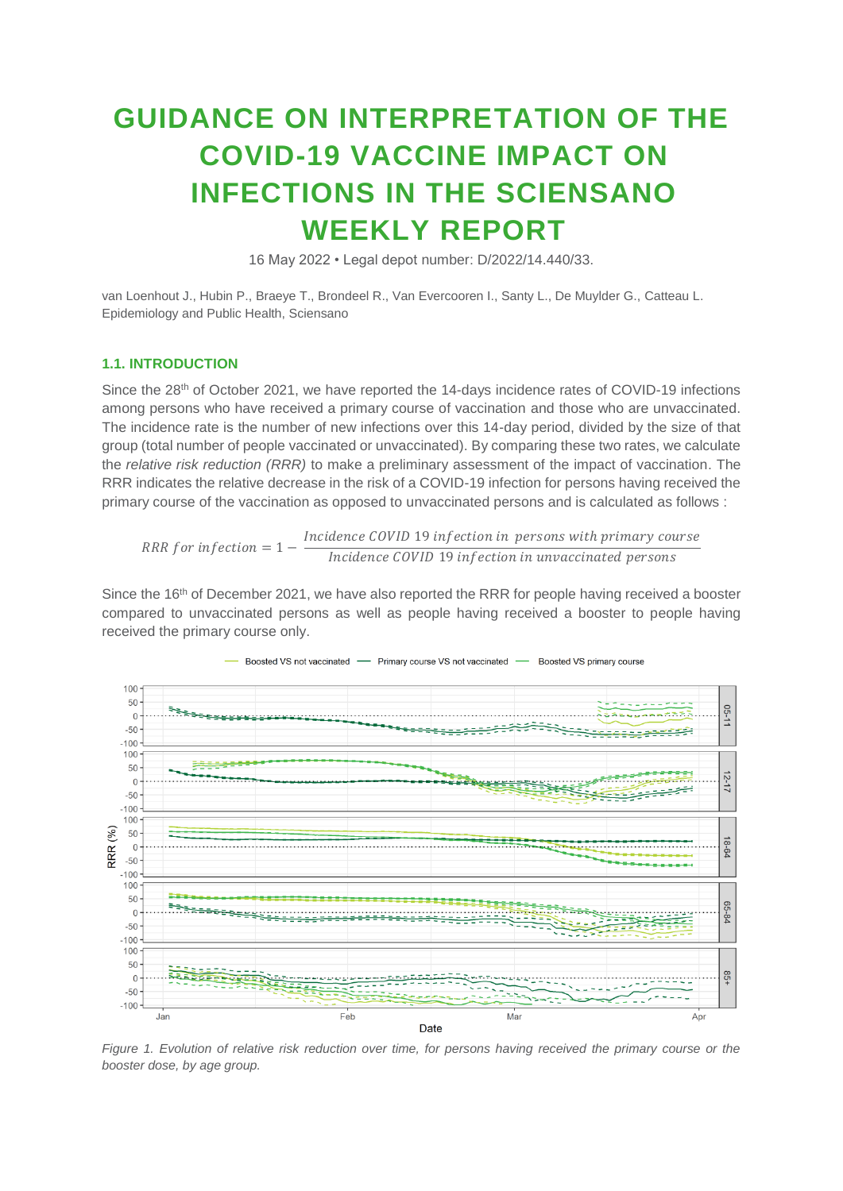# GUIDANCE ON INTERPRETATION OF THE COVID-19 VACCINE IMPACT ON INFECTIONS IN THE SCIENSANO WEEKLY REPORT

16 May 2022 • Legal depot number: D/2022/14.440/33.

van Loenhout J., Hubin P., Braeye T., Brondeel R., Van Evercooren I., Santy L., De Muylder G., Catteau L.
Epidemiology and Public Health, Sciensano

### 1.1. INTRODUCTION

Since the 28th of October 2021, we have reported the 14-days incidence rates of COVID-19 infections among persons who have received a primary course of vaccination and those who are unvaccinated. The incidence rate is the number of new infections over this 14-day period, divided by the size of that group (total number of people vaccinated or unvaccinated). By comparing these two rates, we calculate the *relative risk reduction (RRR)* to make a preliminary assessment of the impact of vaccination. The RRR indicates the relative decrease in the risk of a COVID-19 infection for persons having received the primary course of the vaccination as opposed to unvaccinated persons and is calculated as follows :

$$RRR\ for\ infection = 1 - \frac{Incidence\ COVID\ 19\ infection\ in\ persons\ with\ primary\ course}{Incidence\ COVID\ 19\ infection\ in\ unvaccinated\ persons}$$

Since the 16th of December 2021, we have also reported the RRR for people having received a booster compared to unvaccinated persons as well as people having received a booster to people having received the primary course only.

*Figure 1. Evolution of relative risk reduction over time, for persons having received the primary course or the booster dose, by age group.*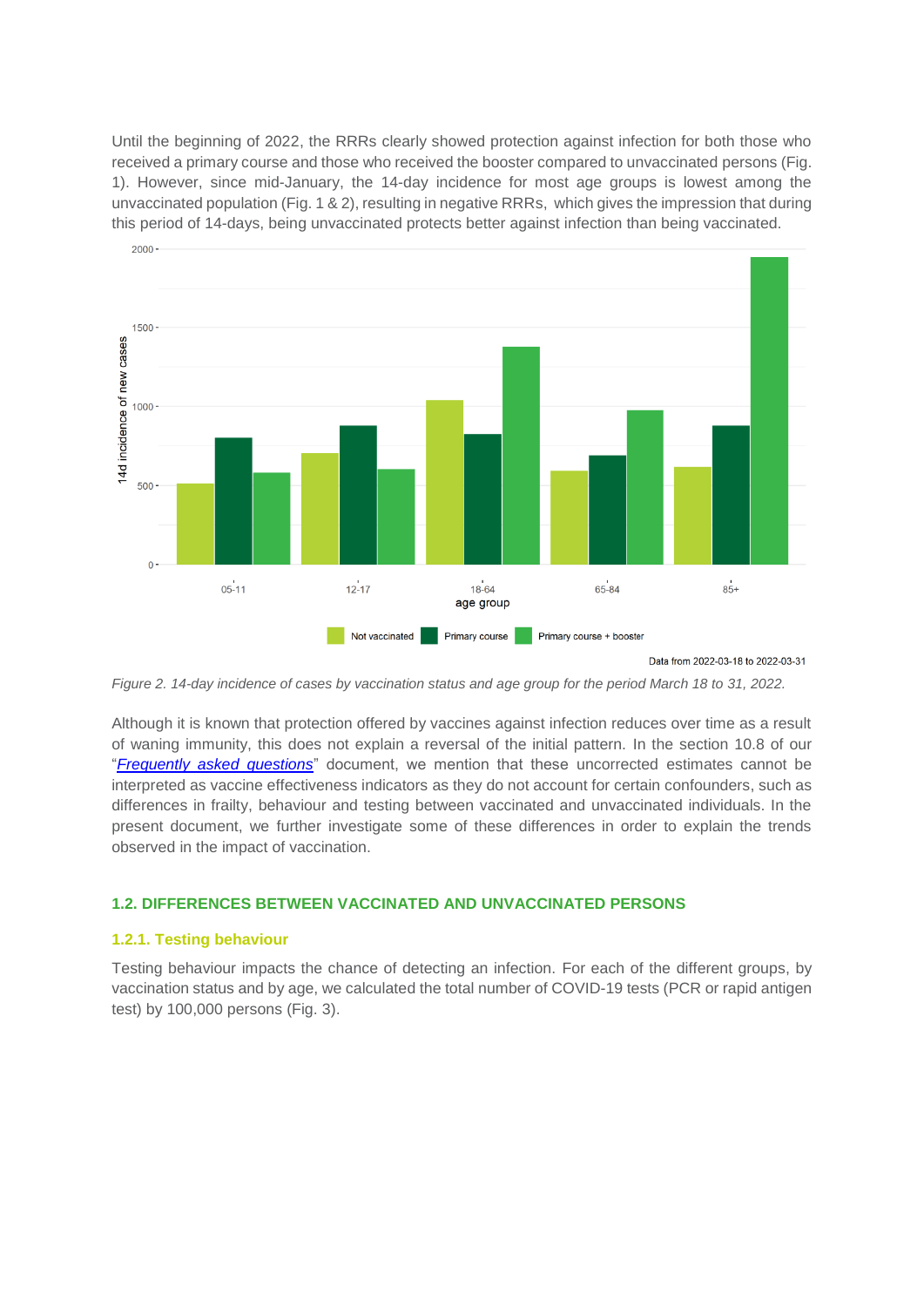Until the beginning of 2022, the RRRs clearly showed protection against infection for both those who received a primary course and those who received the booster compared to unvaccinated persons (Fig. 1). However, since mid-January, the 14-day incidence for most age groups is lowest among the unvaccinated population (Fig. 1 & 2), resulting in negative RRRs, which gives the impression that during this period of 14-days, being unvaccinated protects better against infection than being vaccinated.

*Figure 2. 14-day incidence of cases by vaccination status and age group for the period March 18 to 31, 2022.*

Although it is known that protection offered by vaccines against infection reduces over time as a result of waning immunity, this does not explain a reversal of the initial pattern. In the section 10.8 of our "*Frequently asked questions*" document, we mention that these uncorrected estimates cannot be interpreted as vaccine effectiveness indicators as they do not account for certain confounders, such as differences in frailty, behaviour and testing between vaccinated and unvaccinated individuals. In the present document, we further investigate some of these differences in order to explain the trends observed in the impact of vaccination.

## 1.2. DIFFERENCES BETWEEN VACCINATED AND UNVACCINATED PERSONS

### 1.2.1. Testing behaviour

Testing behaviour impacts the chance of detecting an infection. For each of the different groups, by vaccination status and by age, we calculated the total number of COVID-19 tests (PCR or rapid antigen test) by 100,000 persons (Fig. 3).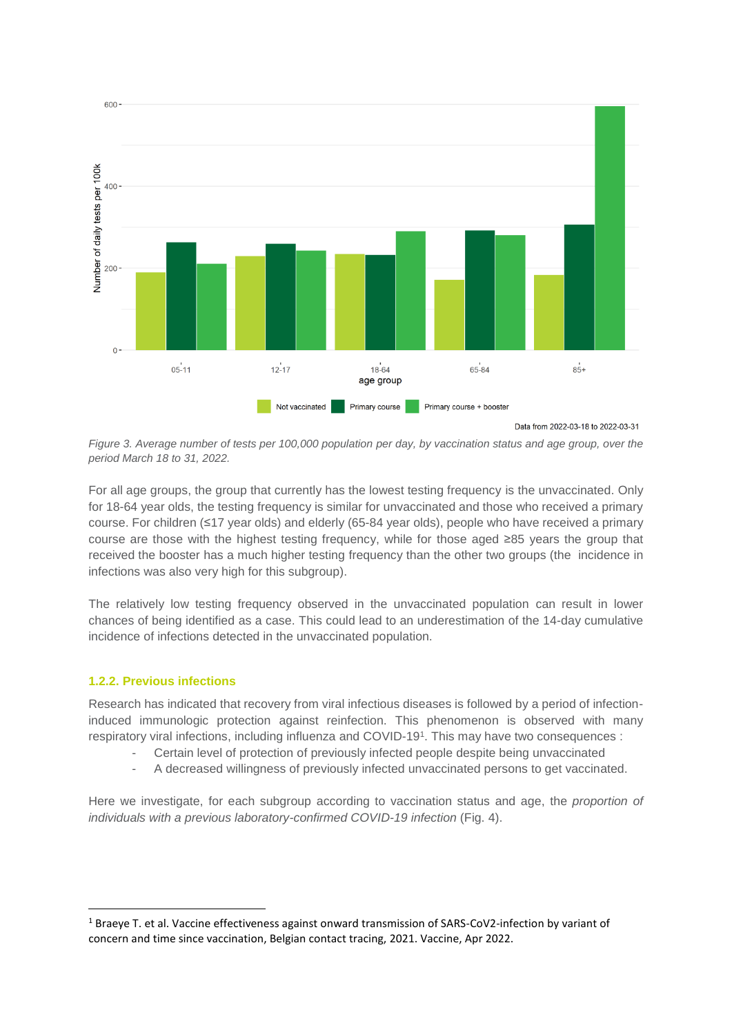*Figure 3. Average number of tests per 100,000 population per day, by vaccination status and age group, over the period March 18 to 31, 2022.*

For all age groups, the group that currently has the lowest testing frequency is the unvaccinated. Only for 18-64 year olds, the testing frequency is similar for unvaccinated and those who received a primary course. For children (≤17 year olds) and elderly (65-84 year olds), people who have received a primary course are those with the highest testing frequency, while for those aged ≥85 years the group that received the booster has a much higher testing frequency than the other two groups (the incidence in infections was also very high for this subgroup).

The relatively low testing frequency observed in the unvaccinated population can result in lower chances of being identified as a case. This could lead to an underestimation of the 14-day cumulative incidence of infections detected in the unvaccinated population.

### 1.2.2. Previous infections

Research has indicated that recovery from viral infectious diseases is followed by a period of infection-induced immunologic protection against reinfection. This phenomenon is observed with many respiratory viral infections, including influenza and COVID-19[1]. This may have two consequences :

- Certain level of protection of previously infected people despite being unvaccinated
- A decreased willingness of previously infected unvaccinated persons to get vaccinated.

Here we investigate, for each subgroup according to vaccination status and age, the *proportion of individuals with a previous laboratory-confirmed COVID-19 infection* (Fig. 4).

[1] Braeye T. et al. Vaccine effectiveness against onward transmission of SARS-CoV2-infection by variant of concern and time since vaccination, Belgian contact tracing, 2021. Vaccine, Apr 2022.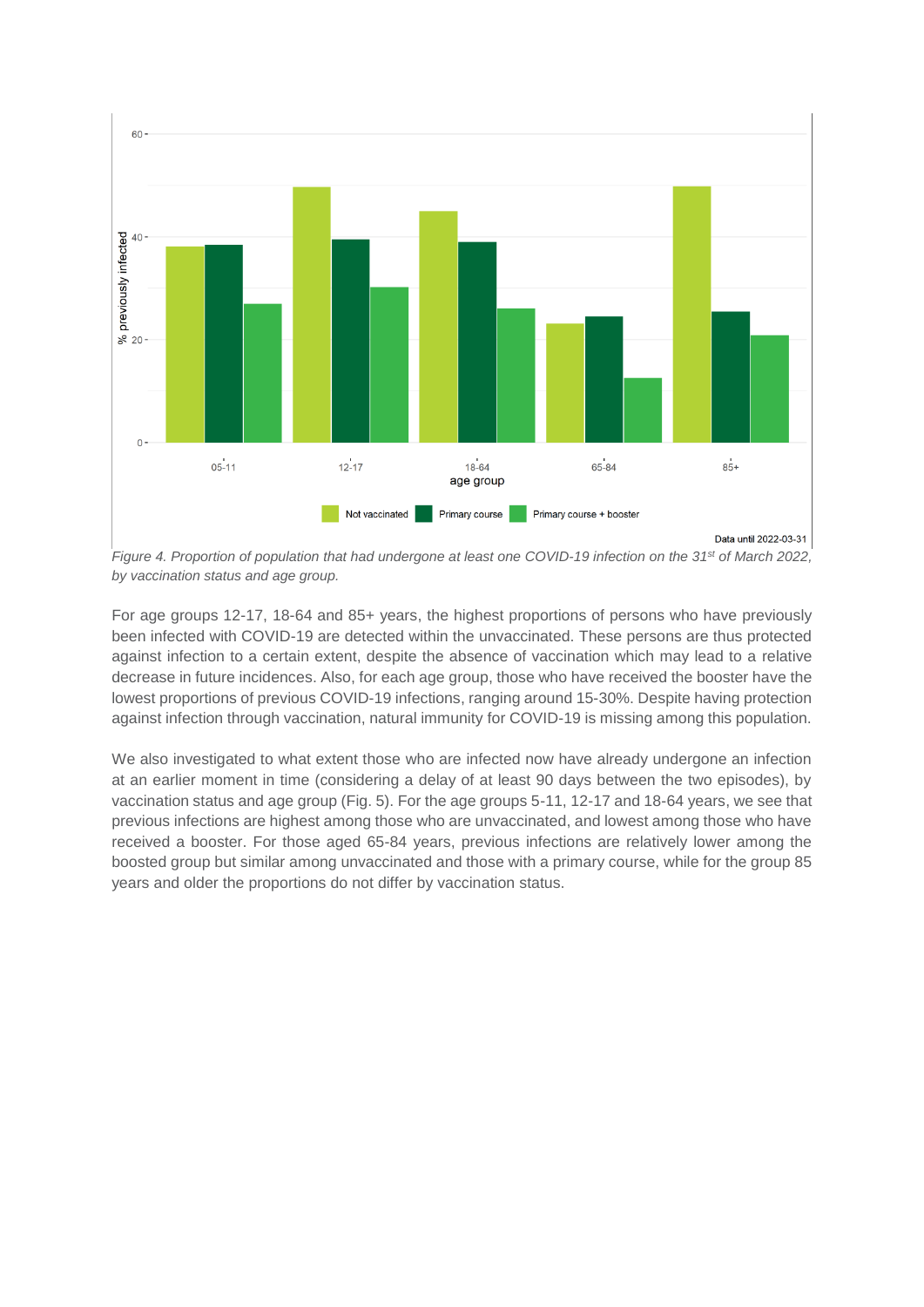*Figure 4. Proportion of population that had undergone at least one COVID-19 infection on the 31st of March 2022, by vaccination status and age group.*

For age groups 12-17, 18-64 and 85+ years, the highest proportions of persons who have previously been infected with COVID-19 are detected within the unvaccinated. These persons are thus protected against infection to a certain extent, despite the absence of vaccination which may lead to a relative decrease in future incidences. Also, for each age group, those who have received the booster have the lowest proportions of previous COVID-19 infections, ranging around 15-30%. Despite having protection against infection through vaccination, natural immunity for COVID-19 is missing among this population.

We also investigated to what extent those who are infected now have already undergone an infection at an earlier moment in time (considering a delay of at least 90 days between the two episodes), by vaccination status and age group (Fig. 5). For the age groups 5-11, 12-17 and 18-64 years, we see that previous infections are highest among those who are unvaccinated, and lowest among those who have received a booster. For those aged 65-84 years, previous infections are relatively lower among the boosted group but similar among unvaccinated and those with a primary course, while for the group 85 years and older the proportions do not differ by vaccination status.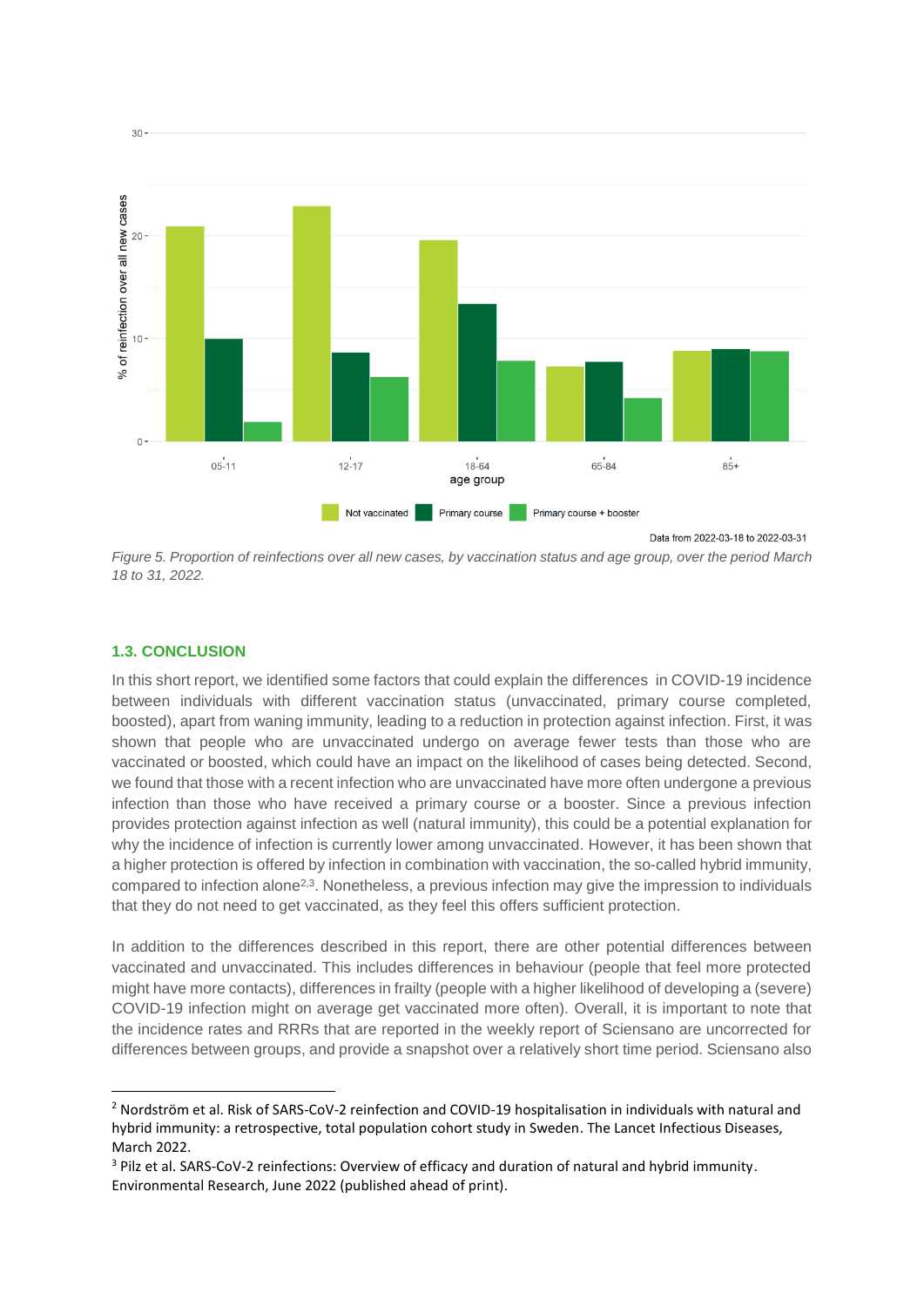Figure 5. Proportion of reinfections over all new cases, by vaccination status and age group, over the period March 18 to 31, 2022.

### 1.3. CONCLUSION

In this short report, we identified some factors that could explain the differences in COVID-19 incidence between individuals with different vaccination status (unvaccinated, primary course completed, boosted), apart from waning immunity, leading to a reduction in protection against infection. First, it was shown that people who are unvaccinated undergo on average fewer tests than those who are vaccinated or boosted, which could have an impact on the likelihood of cases being detected. Second, we found that those with a recent infection who are unvaccinated have more often undergone a previous infection than those who have received a primary course or a booster. Since a previous infection provides protection against infection as well (natural immunity), this could be a potential explanation for why the incidence of infection is currently lower among unvaccinated. However, it has been shown that a higher protection is offered by infection in combination with vaccination, the so-called hybrid immunity, compared to infection alone[2,3]. Nonetheless, a previous infection may give the impression to individuals that they do not need to get vaccinated, as they feel this offers sufficient protection.

In addition to the differences described in this report, there are other potential differences between vaccinated and unvaccinated. This includes differences in behaviour (people that feel more protected might have more contacts), differences in frailty (people with a higher likelihood of developing a (severe) COVID-19 infection might on average get vaccinated more often). Overall, it is important to note that the incidence rates and RRRs that are reported in the weekly report of Sciensano are uncorrected for differences between groups, and provide a snapshot over a relatively short time period. Sciensano also

[2] Nordström et al. Risk of SARS-CoV-2 reinfection and COVID-19 hospitalisation in individuals with natural and hybrid immunity: a retrospective, total population cohort study in Sweden. The Lancet Infectious Diseases, March 2022.

[3] Pilz et al. SARS-CoV-2 reinfections: Overview of efficacy and duration of natural and hybrid immunity. Environmental Research, June 2022 (published ahead of print).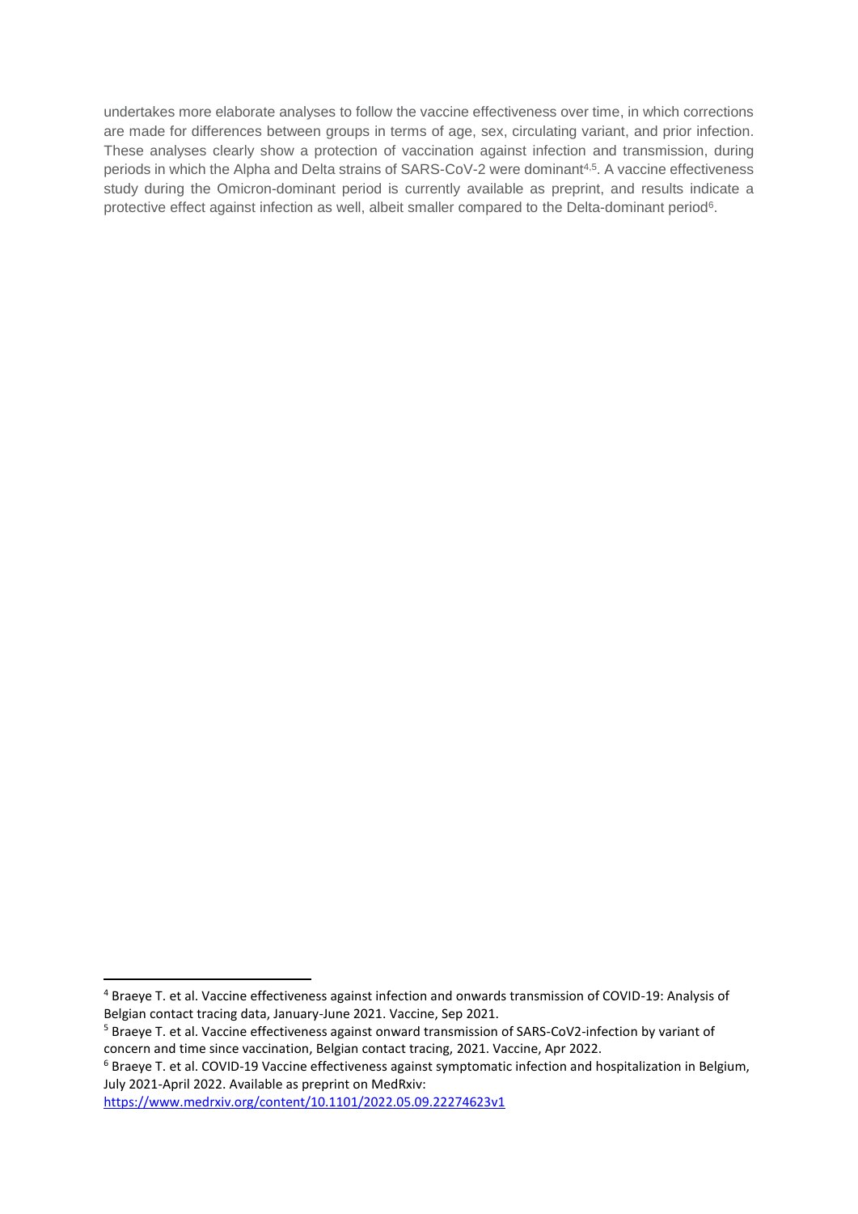undertakes more elaborate analyses to follow the vaccine effectiveness over time, in which corrections are made for differences between groups in terms of age, sex, circulating variant, and prior infection. These analyses clearly show a protection of vaccination against infection and transmission, during periods in which the Alpha and Delta strains of SARS-CoV-2 were dominant[4,5]. A vaccine effectiveness study during the Omicron-dominant period is currently available as preprint, and results indicate a protective effect against infection as well, albeit smaller compared to the Delta-dominant period[6].

---

[4] Braeye T. et al. Vaccine effectiveness against infection and onwards transmission of COVID-19: Analysis of Belgian contact tracing data, January-June 2021. Vaccine, Sep 2021.

[5] Braeye T. et al. Vaccine effectiveness against onward transmission of SARS-CoV2-infection by variant of concern and time since vaccination, Belgian contact tracing, 2021. Vaccine, Apr 2022.

[6] Braeye T. et al. COVID-19 Vaccine effectiveness against symptomatic infection and hospitalization in Belgium, July 2021-April 2022. Available as preprint on MedRxiv: https://www.medrxiv.org/content/10.1101/2022.05.09.22274623v1